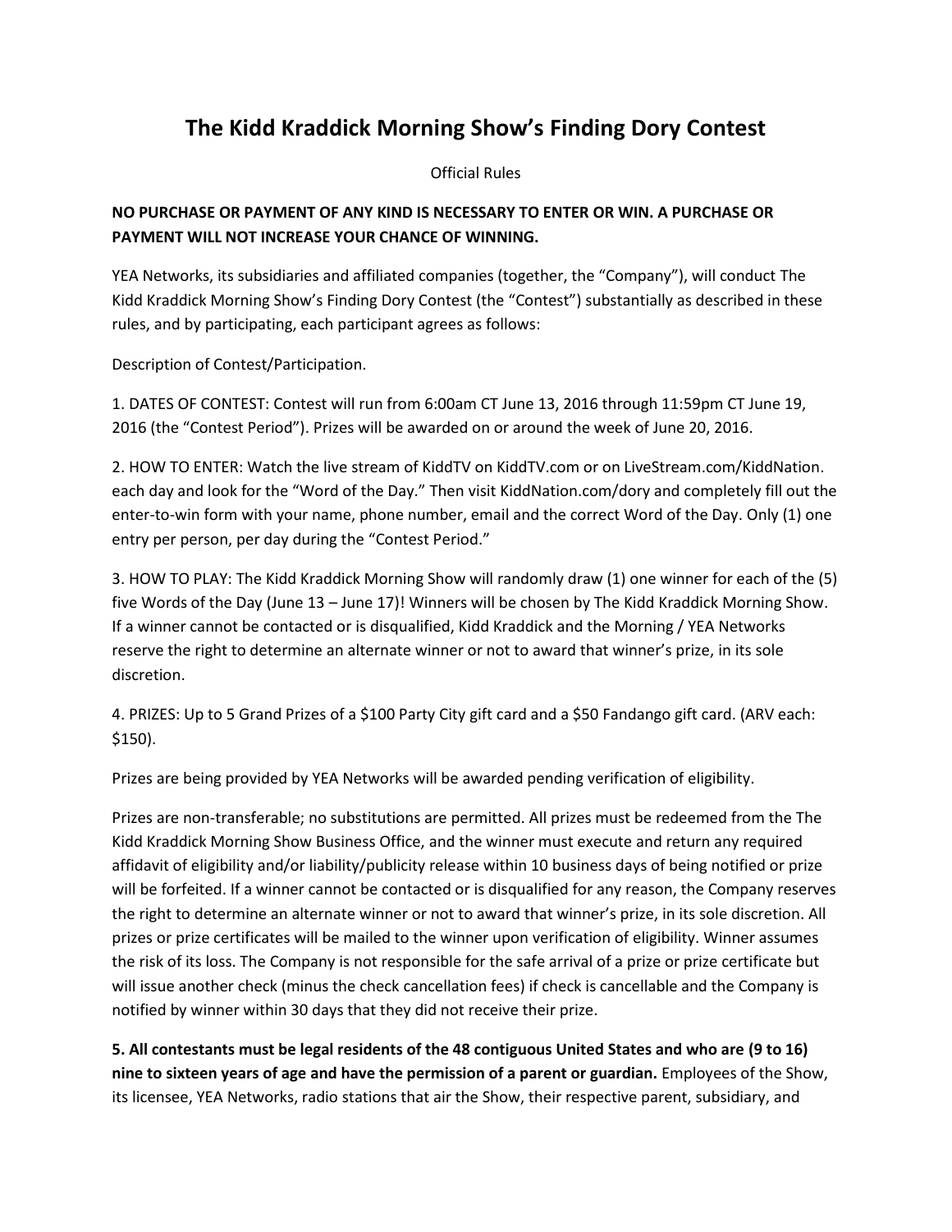# The Kidd Kraddick Morning Show's Finding Dory Contest

Official Rules

**NO PURCHASE OR PAYMENT OF ANY KIND IS NECESSARY TO ENTER OR WIN. A PURCHASE OR PAYMENT WILL NOT INCREASE YOUR CHANCE OF WINNING.**

YEA Networks, its subsidiaries and affiliated companies (together, the "Company"), will conduct The Kidd Kraddick Morning Show's Finding Dory Contest (the "Contest") substantially as described in these rules, and by participating, each participant agrees as follows:

Description of Contest/Participation.

1. DATES OF CONTEST: Contest will run from 6:00am CT June 13, 2016 through 11:59pm CT June 19, 2016 (the "Contest Period"). Prizes will be awarded on or around the week of June 20, 2016.

2. HOW TO ENTER: Watch the live stream of KiddTV on KiddTV.com or on LiveStream.com/KiddNation. each day and look for the "Word of the Day." Then visit KiddNation.com/dory and completely fill out the enter-to-win form with your name, phone number, email and the correct Word of the Day. Only (1) one entry per person, per day during the "Contest Period."

3. HOW TO PLAY: The Kidd Kraddick Morning Show will randomly draw (1) one winner for each of the (5) five Words of the Day (June 13 – June 17)! Winners will be chosen by The Kidd Kraddick Morning Show. If a winner cannot be contacted or is disqualified, Kidd Kraddick and the Morning / YEA Networks reserve the right to determine an alternate winner or not to award that winner's prize, in its sole discretion.

4. PRIZES: Up to 5 Grand Prizes of a $100 Party City gift card and a $50 Fandango gift card. (ARV each: $150).

Prizes are being provided by YEA Networks will be awarded pending verification of eligibility.

Prizes are non-transferable; no substitutions are permitted. All prizes must be redeemed from the The Kidd Kraddick Morning Show Business Office, and the winner must execute and return any required affidavit of eligibility and/or liability/publicity release within 10 business days of being notified or prize will be forfeited. If a winner cannot be contacted or is disqualified for any reason, the Company reserves the right to determine an alternate winner or not to award that winner's prize, in its sole discretion. All prizes or prize certificates will be mailed to the winner upon verification of eligibility. Winner assumes the risk of its loss. The Company is not responsible for the safe arrival of a prize or prize certificate but will issue another check (minus the check cancellation fees) if check is cancellable and the Company is notified by winner within 30 days that they did not receive their prize.

**5. All contestants must be legal residents of the 48 contiguous United States and who are (9 to 16) nine to sixteen years of age and have the permission of a parent or guardian.** Employees of the Show, its licensee, YEA Networks, radio stations that air the Show, their respective parent, subsidiary, and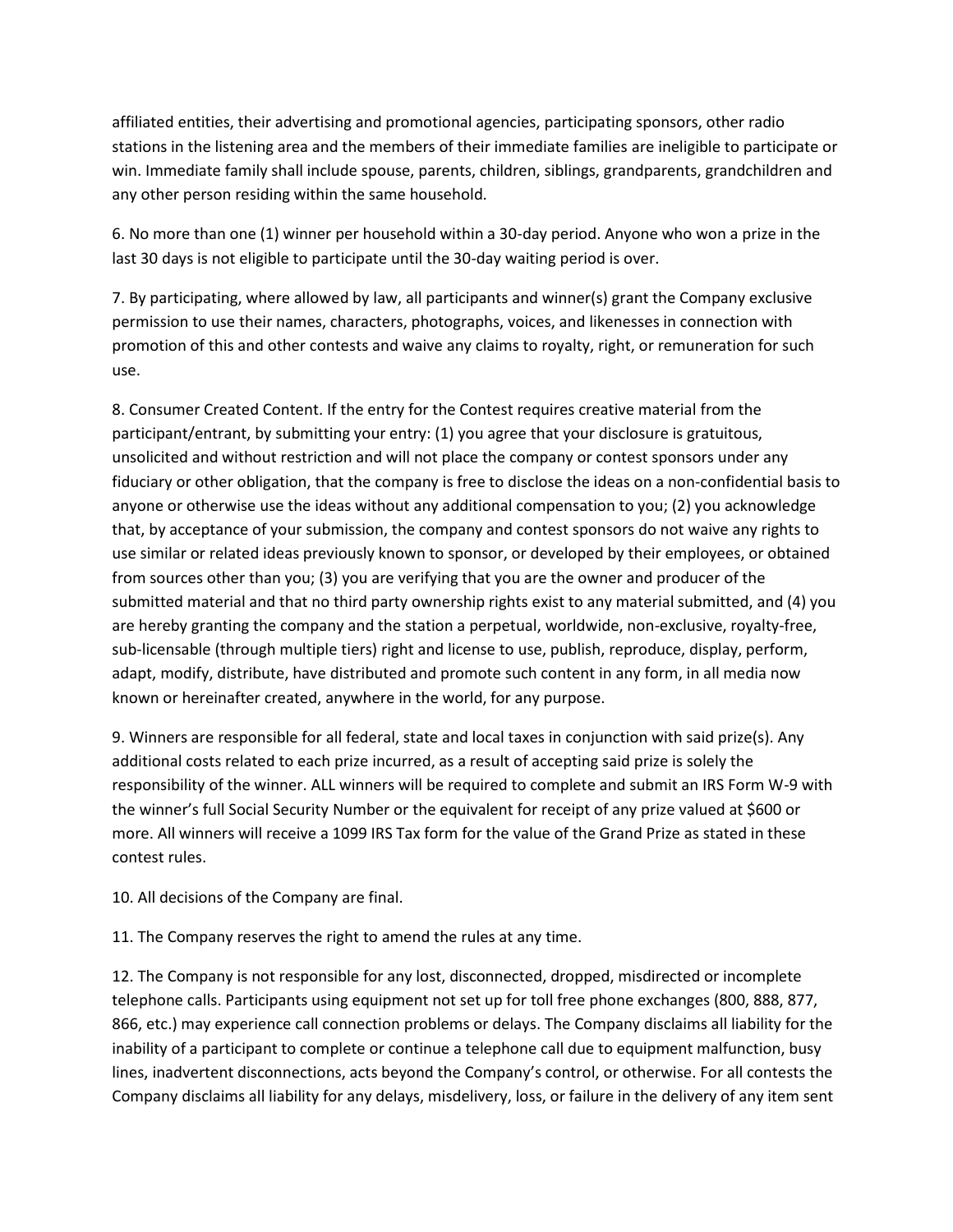affiliated entities, their advertising and promotional agencies, participating sponsors, other radio stations in the listening area and the members of their immediate families are ineligible to participate or win. Immediate family shall include spouse, parents, children, siblings, grandparents, grandchildren and any other person residing within the same household.

6. No more than one (1) winner per household within a 30-day period. Anyone who won a prize in the last 30 days is not eligible to participate until the 30-day waiting period is over.

7. By participating, where allowed by law, all participants and winner(s) grant the Company exclusive permission to use their names, characters, photographs, voices, and likenesses in connection with promotion of this and other contests and waive any claims to royalty, right, or remuneration for such use.

8. Consumer Created Content. If the entry for the Contest requires creative material from the participant/entrant, by submitting your entry: (1) you agree that your disclosure is gratuitous, unsolicited and without restriction and will not place the company or contest sponsors under any fiduciary or other obligation, that the company is free to disclose the ideas on a non-confidential basis to anyone or otherwise use the ideas without any additional compensation to you; (2) you acknowledge that, by acceptance of your submission, the company and contest sponsors do not waive any rights to use similar or related ideas previously known to sponsor, or developed by their employees, or obtained from sources other than you; (3) you are verifying that you are the owner and producer of the submitted material and that no third party ownership rights exist to any material submitted, and (4) you are hereby granting the company and the station a perpetual, worldwide, non-exclusive, royalty-free, sub-licensable (through multiple tiers) right and license to use, publish, reproduce, display, perform, adapt, modify, distribute, have distributed and promote such content in any form, in all media now known or hereinafter created, anywhere in the world, for any purpose.

9. Winners are responsible for all federal, state and local taxes in conjunction with said prize(s). Any additional costs related to each prize incurred, as a result of accepting said prize is solely the responsibility of the winner. ALL winners will be required to complete and submit an IRS Form W-9 with the winner's full Social Security Number or the equivalent for receipt of any prize valued at $600 or more. All winners will receive a 1099 IRS Tax form for the value of the Grand Prize as stated in these contest rules.

10. All decisions of the Company are final.

11. The Company reserves the right to amend the rules at any time.

12. The Company is not responsible for any lost, disconnected, dropped, misdirected or incomplete telephone calls. Participants using equipment not set up for toll free phone exchanges (800, 888, 877, 866, etc.) may experience call connection problems or delays. The Company disclaims all liability for the inability of a participant to complete or continue a telephone call due to equipment malfunction, busy lines, inadvertent disconnections, acts beyond the Company's control, or otherwise. For all contests the Company disclaims all liability for any delays, misdelivery, loss, or failure in the delivery of any item sent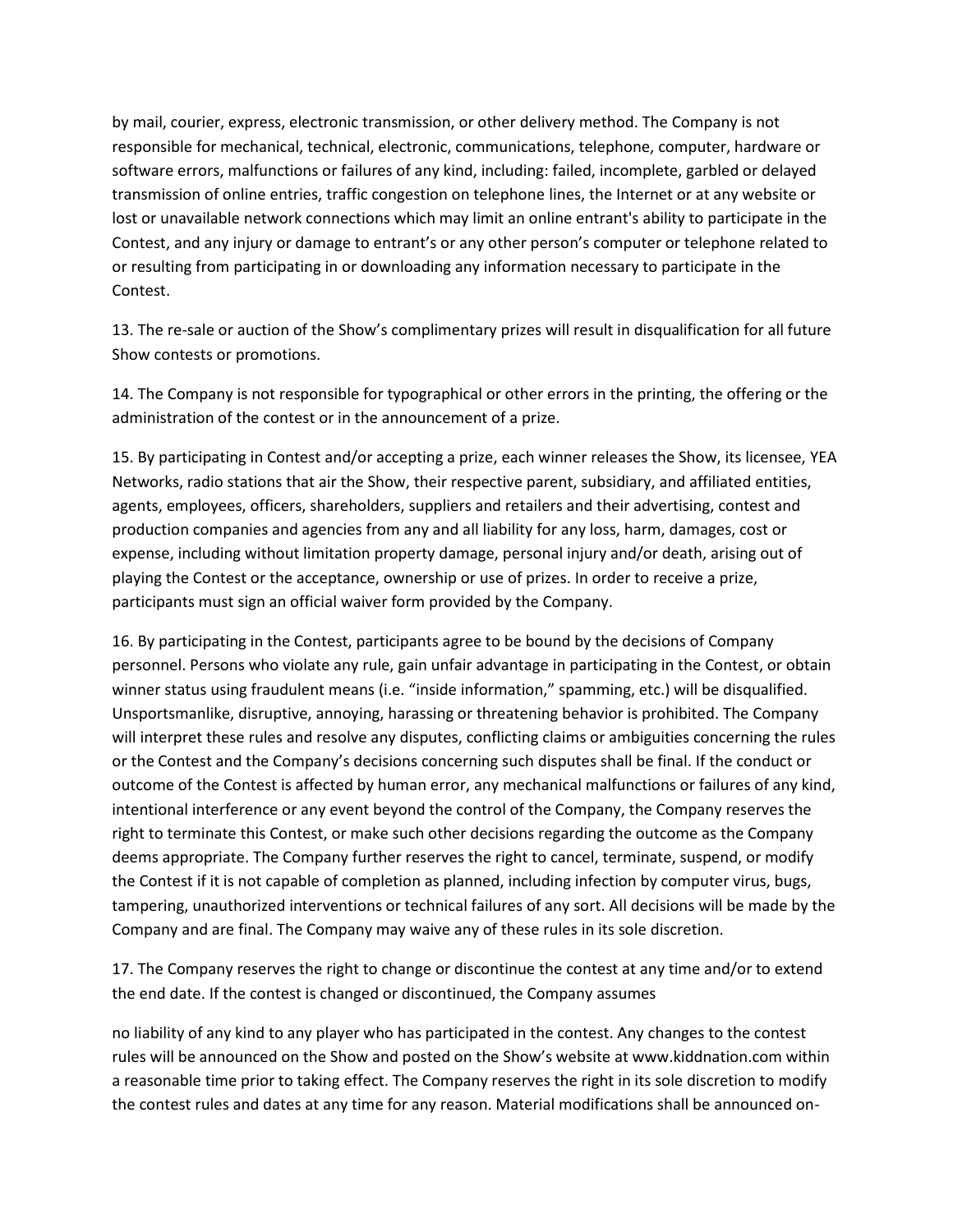by mail, courier, express, electronic transmission, or other delivery method. The Company is not responsible for mechanical, technical, electronic, communications, telephone, computer, hardware or software errors, malfunctions or failures of any kind, including: failed, incomplete, garbled or delayed transmission of online entries, traffic congestion on telephone lines, the Internet or at any website or lost or unavailable network connections which may limit an online entrant's ability to participate in the Contest, and any injury or damage to entrant's or any other person's computer or telephone related to or resulting from participating in or downloading any information necessary to participate in the Contest.

13. The re-sale or auction of the Show's complimentary prizes will result in disqualification for all future Show contests or promotions.

14. The Company is not responsible for typographical or other errors in the printing, the offering or the administration of the contest or in the announcement of a prize.

15. By participating in Contest and/or accepting a prize, each winner releases the Show, its licensee, YEA Networks, radio stations that air the Show, their respective parent, subsidiary, and affiliated entities, agents, employees, officers, shareholders, suppliers and retailers and their advertising, contest and production companies and agencies from any and all liability for any loss, harm, damages, cost or expense, including without limitation property damage, personal injury and/or death, arising out of playing the Contest or the acceptance, ownership or use of prizes. In order to receive a prize, participants must sign an official waiver form provided by the Company.

16. By participating in the Contest, participants agree to be bound by the decisions of Company personnel. Persons who violate any rule, gain unfair advantage in participating in the Contest, or obtain winner status using fraudulent means (i.e. "inside information," spamming, etc.) will be disqualified. Unsportsmanlike, disruptive, annoying, harassing or threatening behavior is prohibited. The Company will interpret these rules and resolve any disputes, conflicting claims or ambiguities concerning the rules or the Contest and the Company's decisions concerning such disputes shall be final. If the conduct or outcome of the Contest is affected by human error, any mechanical malfunctions or failures of any kind, intentional interference or any event beyond the control of the Company, the Company reserves the right to terminate this Contest, or make such other decisions regarding the outcome as the Company deems appropriate. The Company further reserves the right to cancel, terminate, suspend, or modify the Contest if it is not capable of completion as planned, including infection by computer virus, bugs, tampering, unauthorized interventions or technical failures of any sort. All decisions will be made by the Company and are final. The Company may waive any of these rules in its sole discretion.

17. The Company reserves the right to change or discontinue the contest at any time and/or to extend the end date. If the contest is changed or discontinued, the Company assumes no liability of any kind to any player who has participated in the contest. Any changes to the contest rules will be announced on the Show and posted on the Show's website at www.kiddnation.com within a reasonable time prior to taking effect. The Company reserves the right in its sole discretion to modify the contest rules and dates at any time for any reason. Material modifications shall be announced on-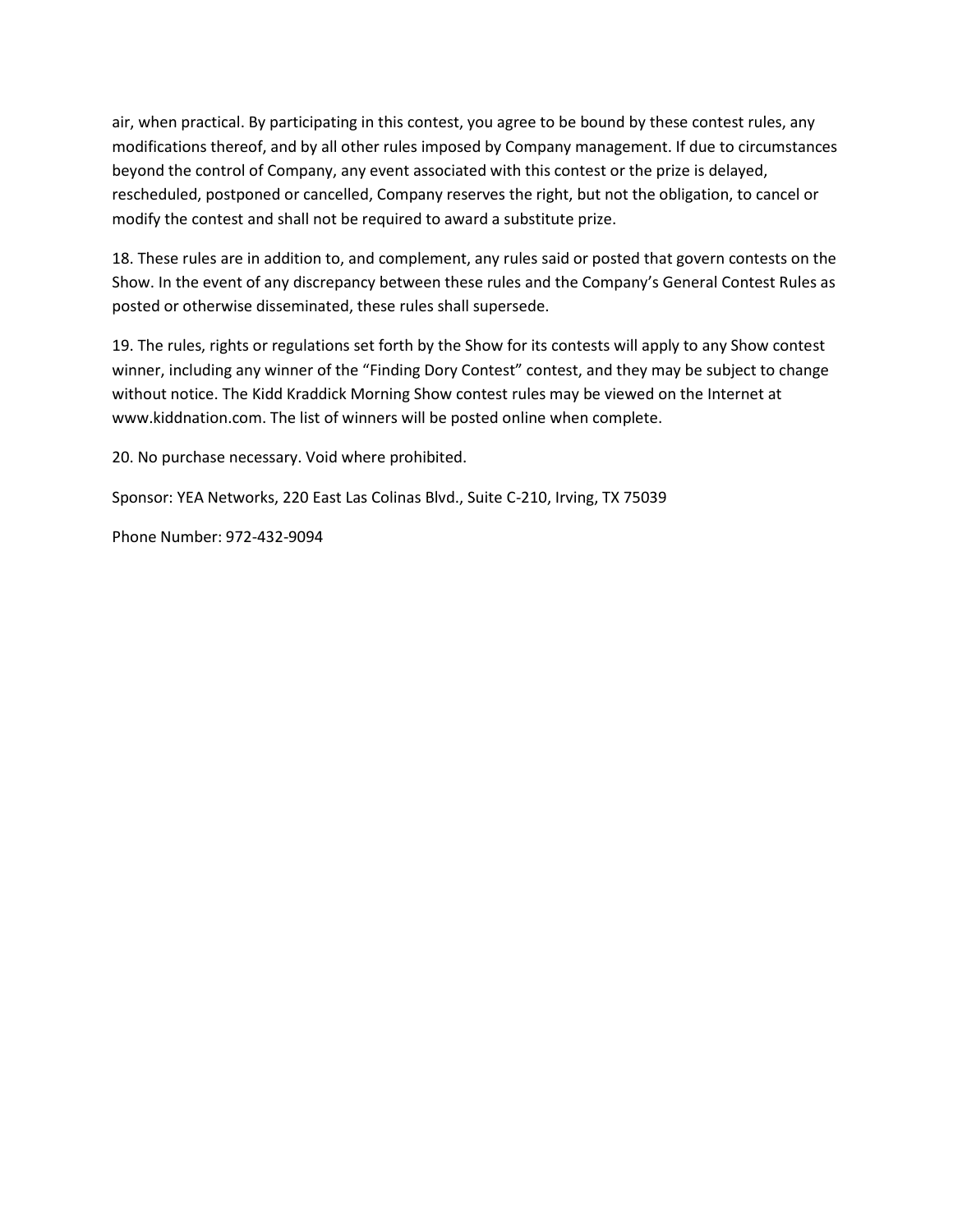air, when practical. By participating in this contest, you agree to be bound by these contest rules, any modifications thereof, and by all other rules imposed by Company management. If due to circumstances beyond the control of Company, any event associated with this contest or the prize is delayed, rescheduled, postponed or cancelled, Company reserves the right, but not the obligation, to cancel or modify the contest and shall not be required to award a substitute prize.

18. These rules are in addition to, and complement, any rules said or posted that govern contests on the Show. In the event of any discrepancy between these rules and the Company's General Contest Rules as posted or otherwise disseminated, these rules shall supersede.

19. The rules, rights or regulations set forth by the Show for its contests will apply to any Show contest winner, including any winner of the "Finding Dory Contest" contest, and they may be subject to change without notice. The Kidd Kraddick Morning Show contest rules may be viewed on the Internet at www.kiddnation.com. The list of winners will be posted online when complete.

20. No purchase necessary. Void where prohibited.

Sponsor: YEA Networks, 220 East Las Colinas Blvd., Suite C-210, Irving, TX 75039

Phone Number: 972-432-9094